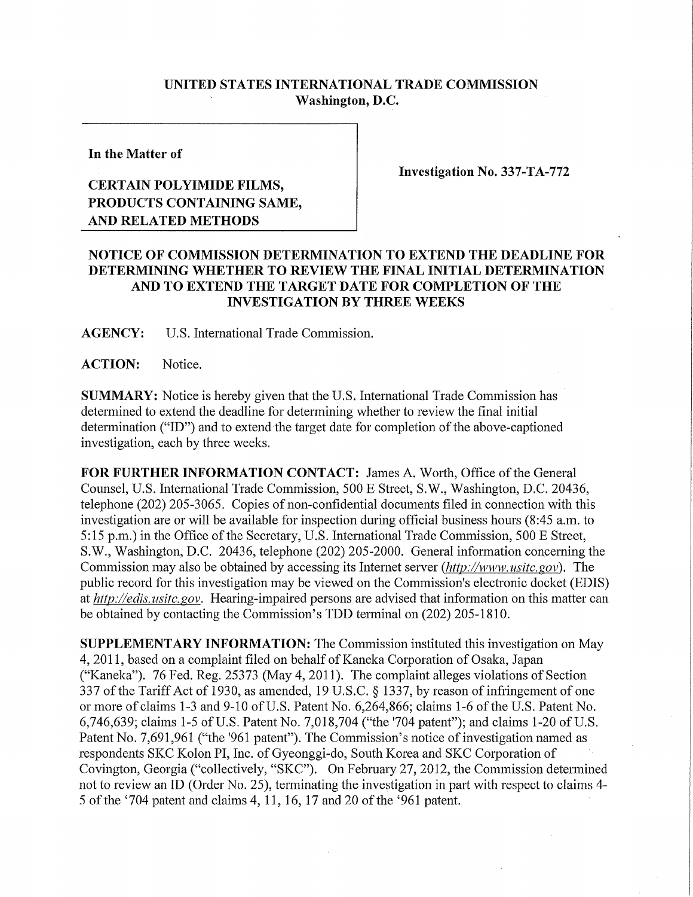**UNITED STATES INTERNATIONAL TRADE COMMISSION**
**Washington, D.C.**

**In the Matter of**

**CERTAIN POLYIMIDE FILMS, PRODUCTS CONTAINING SAME, AND RELATED METHODS**

**Investigation No. 337-TA-772**

**NOTICE OF COMMISSION DETERMINATION TO EXTEND THE DEADLINE FOR DETERMINING WHETHER TO REVIEW THE FINAL INITIAL DETERMINATION AND TO EXTEND THE TARGET DATE FOR COMPLETION OF THE INVESTIGATION BY THREE WEEKS**

**AGENCY:** U.S. International Trade Commission.

**ACTION:** Notice.

**SUMMARY:** Notice is hereby given that the U.S. International Trade Commission has determined to extend the deadline for determining whether to review the final initial determination ("ID") and to extend the target date for completion of the above-captioned investigation, each by three weeks.

**FOR FURTHER INFORMATION CONTACT:** James A. Worth, Office of the General Counsel, U.S. International Trade Commission, 500 E Street, S.W., Washington, D.C. 20436, telephone (202) 205-3065. Copies of non-confidential documents filed in connection with this investigation are or will be available for inspection during official business hours (8:45 a.m. to 5:15 p.m.) in the Office of the Secretary, U.S. International Trade Commission, 500 E Street, S.W., Washington, D.C. 20436, telephone (202) 205-2000. General information concerning the Commission may also be obtained by accessing its Internet server (*http://www.usitc.gov*). The public record for this investigation may be viewed on the Commission's electronic docket (EDIS) at *http://edis.usitc.gov*. Hearing-impaired persons are advised that information on this matter can be obtained by contacting the Commission's TDD terminal on (202) 205-1810.

**SUPPLEMENTARY INFORMATION:** The Commission instituted this investigation on May 4, 2011, based on a complaint filed on behalf of Kaneka Corporation of Osaka, Japan ("Kaneka"). 76 Fed. Reg. 25373 (May 4, 2011). The complaint alleges violations of Section 337 of the Tariff Act of 1930, as amended, 19 U.S.C. § 1337, by reason of infringement of one or more of claims 1-3 and 9-10 of U.S. Patent No. 6,264,866; claims 1-6 of the U.S. Patent No. 6,746,639; claims 1-5 of U.S. Patent No. 7,018,704 ("the '704 patent"); and claims 1-20 of U.S. Patent No. 7,691,961 ("the '961 patent"). The Commission's notice of investigation named as respondents SKC Kolon PI, Inc. of Gyeonggi-do, South Korea and SKC Corporation of Covington, Georgia ("collectively, "SKC"). On February 27, 2012, the Commission determined not to review an ID (Order No. 25), terminating the investigation in part with respect to claims 4-5 of the '704 patent and claims 4, 11, 16, 17 and 20 of the '961 patent.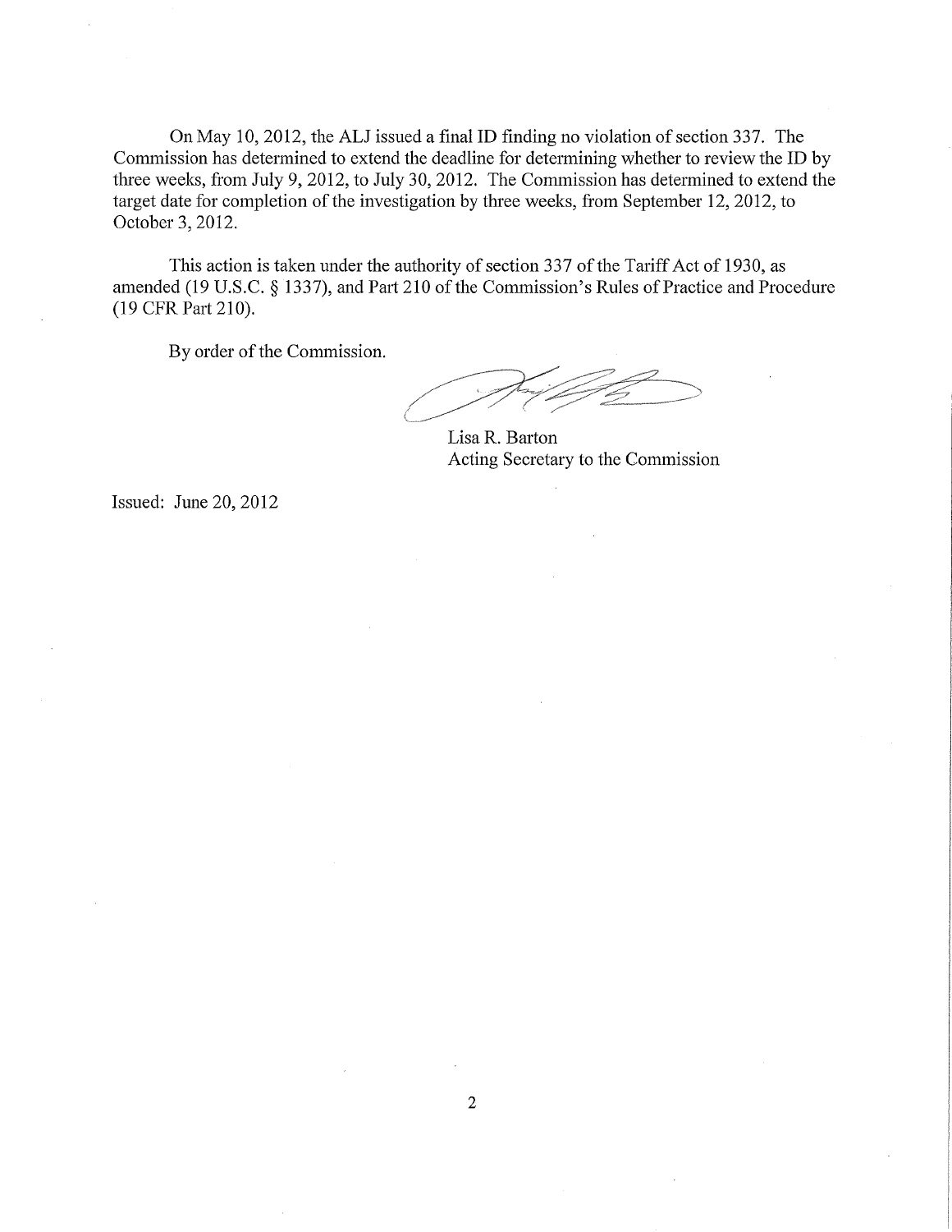On May 10, 2012, the ALJ issued a final ID finding no violation of section 337. The Commission has determined to extend the deadline for determining whether to review the ID by three weeks, from July 9, 2012, to July 30, 2012. The Commission has determined to extend the target date for completion of the investigation by three weeks, from September 12, 2012, to October 3, 2012.

This action is taken under the authority of section 337 of the Tariff Act of 1930, as amended (19 U.S.C. § 1337), and Part 210 of the Commission's Rules of Practice and Procedure (19 CFR Part 210).

By order of the Commission.

Lisa R. Barton
Acting Secretary to the Commission

Issued: June 20, 2012